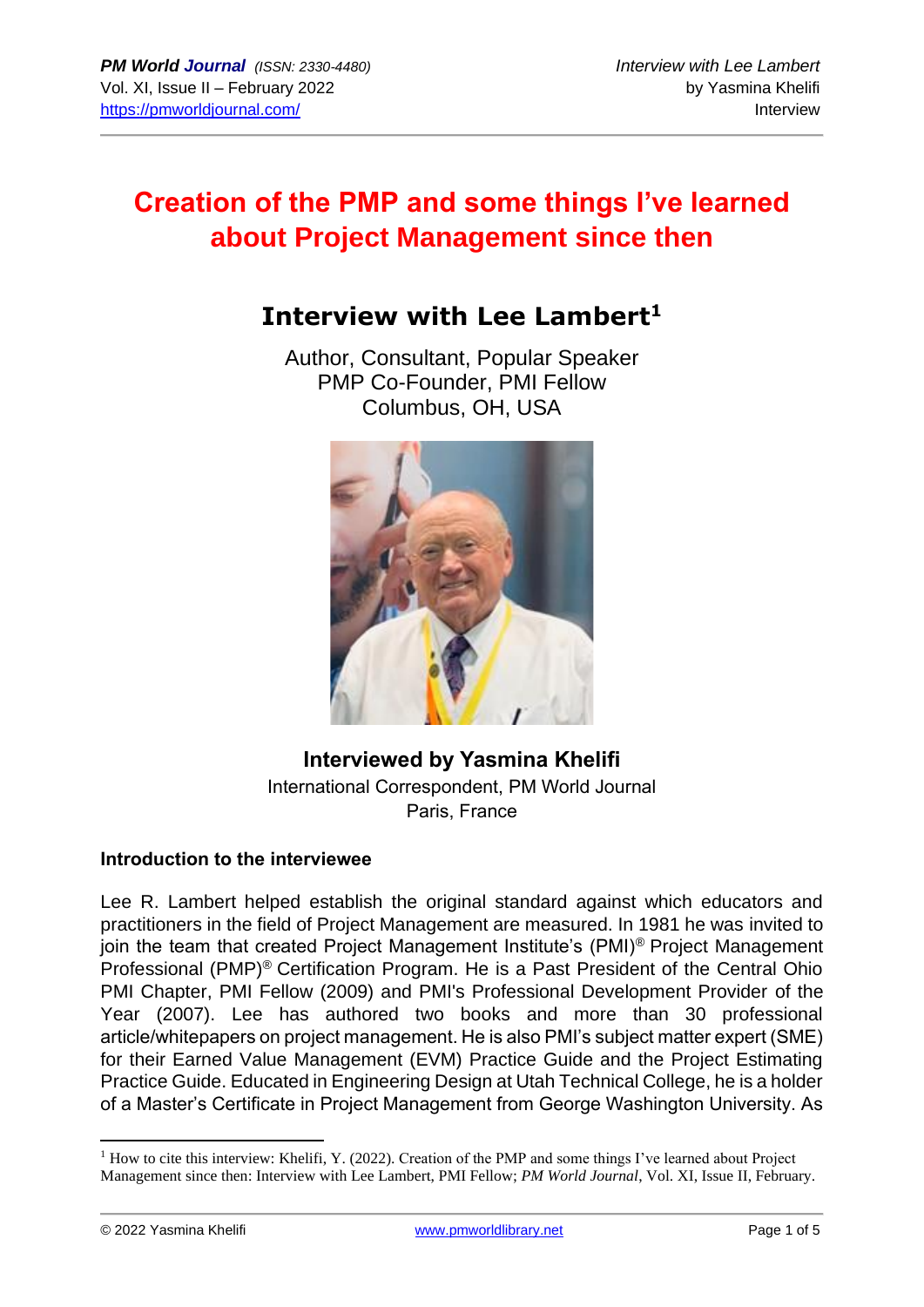# Creation of the PMP and some things I've learned about Project Management since then

## Interview with Lee Lambert[1]

Author, Consultant, Popular Speaker
PMP Co-Founder, PMI Fellow
Columbus, OH, USA

**Interviewed by Yasmina Khelifi**
International Correspondent, PM World Journal
Paris, France

### Introduction to the interviewee

Lee R. Lambert helped establish the original standard against which educators and practitioners in the field of Project Management are measured. In 1981 he was invited to join the team that created Project Management Institute's (PMI)® Project Management Professional (PMP)® Certification Program. He is a Past President of the Central Ohio PMI Chapter, PMI Fellow (2009) and PMI's Professional Development Provider of the Year (2007). Lee has authored two books and more than 30 professional article/whitepapers on project management. He is also PMI's subject matter expert (SME) for their Earned Value Management (EVM) Practice Guide and the Project Estimating Practice Guide. Educated in Engineering Design at Utah Technical College, he is a holder of a Master's Certificate in Project Management from George Washington University. As

---

[1] How to cite this interview: Khelifi, Y. (2022). Creation of the PMP and some things I've learned about Project Management since then: Interview with Lee Lambert, PMI Fellow; *PM World Journal*, Vol. XI, Issue II, February.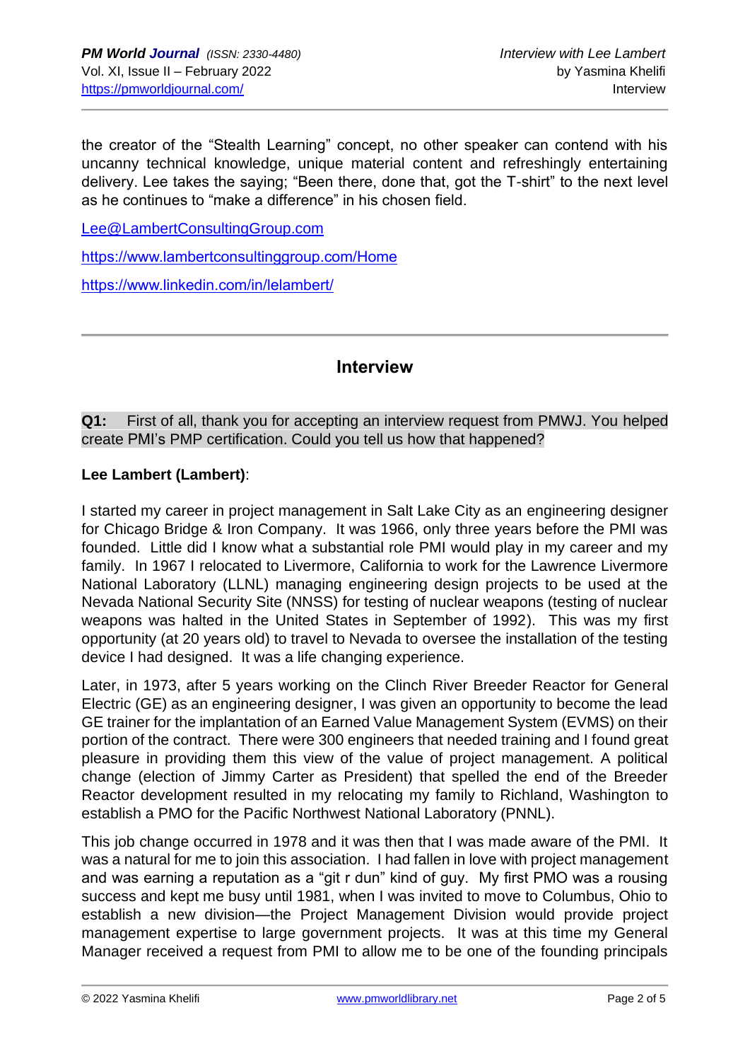the creator of the "Stealth Learning" concept, no other speaker can contend with his uncanny technical knowledge, unique material content and refreshingly entertaining delivery. Lee takes the saying; "Been there, done that, got the T-shirt" to the next level as he continues to "make a difference" in his chosen field.

Lee@LambertConsultingGroup.com

https://www.lambertconsultinggroup.com/Home

https://www.linkedin.com/in/lelambert/

## Interview

**Q1:** First of all, thank you for accepting an interview request from PMWJ. You helped create PMI's PMP certification. Could you tell us how that happened?

**Lee Lambert (Lambert)**:

I started my career in project management in Salt Lake City as an engineering designer for Chicago Bridge & Iron Company. It was 1966, only three years before the PMI was founded. Little did I know what a substantial role PMI would play in my career and my family. In 1967 I relocated to Livermore, California to work for the Lawrence Livermore National Laboratory (LLNL) managing engineering design projects to be used at the Nevada National Security Site (NNSS) for testing of nuclear weapons (testing of nuclear weapons was halted in the United States in September of 1992). This was my first opportunity (at 20 years old) to travel to Nevada to oversee the installation of the testing device I had designed. It was a life changing experience.

Later, in 1973, after 5 years working on the Clinch River Breeder Reactor for General Electric (GE) as an engineering designer, I was given an opportunity to become the lead GE trainer for the implantation of an Earned Value Management System (EVMS) on their portion of the contract. There were 300 engineers that needed training and I found great pleasure in providing them this view of the value of project management. A political change (election of Jimmy Carter as President) that spelled the end of the Breeder Reactor development resulted in my relocating my family to Richland, Washington to establish a PMO for the Pacific Northwest National Laboratory (PNNL).

This job change occurred in 1978 and it was then that I was made aware of the PMI. It was a natural for me to join this association. I had fallen in love with project management and was earning a reputation as a "git r dun" kind of guy. My first PMO was a rousing success and kept me busy until 1981, when I was invited to move to Columbus, Ohio to establish a new division—the Project Management Division would provide project management expertise to large government projects. It was at this time my General Manager received a request from PMI to allow me to be one of the founding principals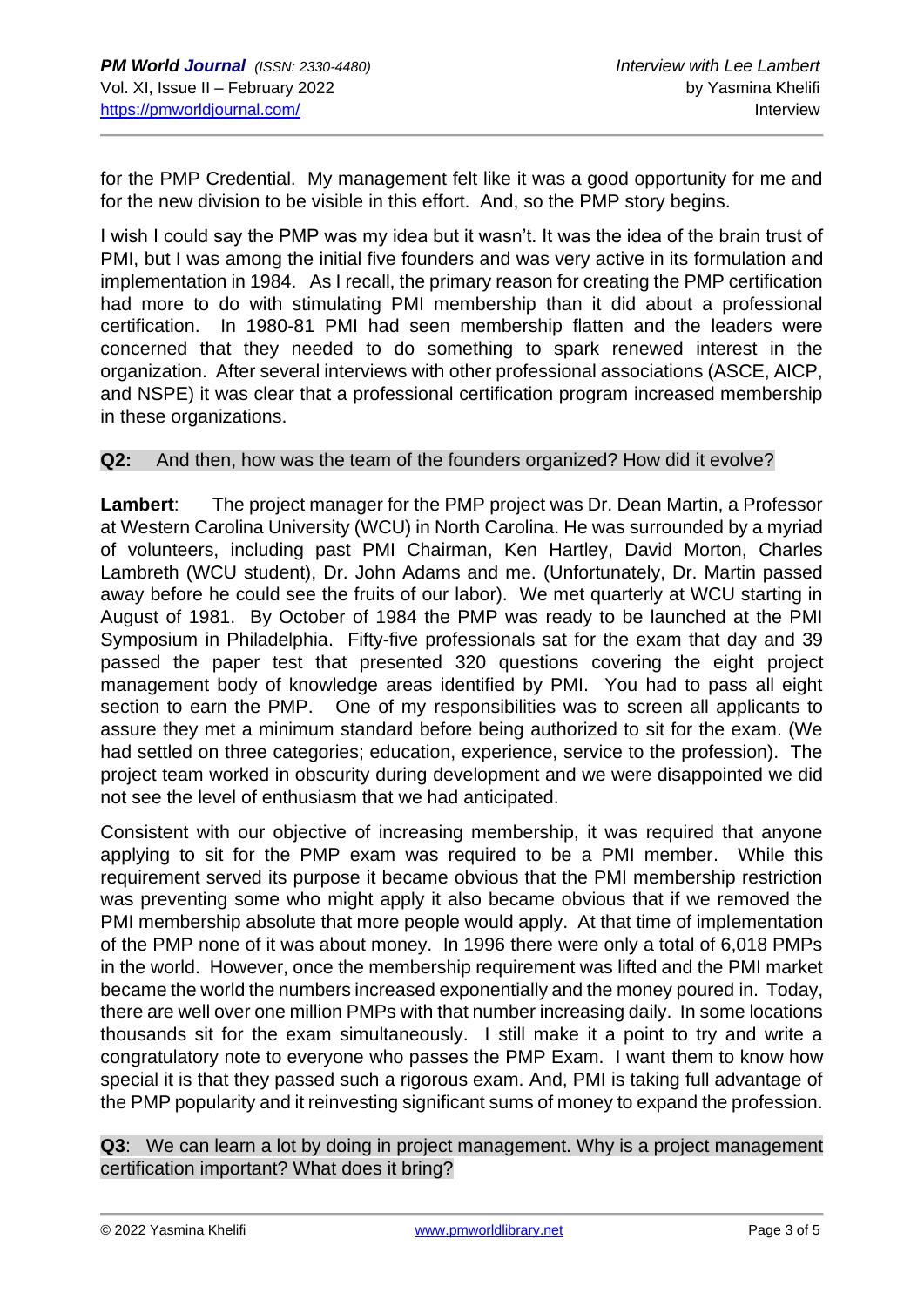for the PMP Credential. My management felt like it was a good opportunity for me and for the new division to be visible in this effort. And, so the PMP story begins.

I wish I could say the PMP was my idea but it wasn't. It was the idea of the brain trust of PMI, but I was among the initial five founders and was very active in its formulation and implementation in 1984. As I recall, the primary reason for creating the PMP certification had more to do with stimulating PMI membership than it did about a professional certification. In 1980-81 PMI had seen membership flatten and the leaders were concerned that they needed to do something to spark renewed interest in the organization. After several interviews with other professional associations (ASCE, AICP, and NSPE) it was clear that a professional certification program increased membership in these organizations.

**Q2:** And then, how was the team of the founders organized? How did it evolve?

**Lambert**: The project manager for the PMP project was Dr. Dean Martin, a Professor at Western Carolina University (WCU) in North Carolina. He was surrounded by a myriad of volunteers, including past PMI Chairman, Ken Hartley, David Morton, Charles Lambreth (WCU student), Dr. John Adams and me. (Unfortunately, Dr. Martin passed away before he could see the fruits of our labor). We met quarterly at WCU starting in August of 1981. By October of 1984 the PMP was ready to be launched at the PMI Symposium in Philadelphia. Fifty-five professionals sat for the exam that day and 39 passed the paper test that presented 320 questions covering the eight project management body of knowledge areas identified by PMI. You had to pass all eight section to earn the PMP. One of my responsibilities was to screen all applicants to assure they met a minimum standard before being authorized to sit for the exam. (We had settled on three categories; education, experience, service to the profession). The project team worked in obscurity during development and we were disappointed we did not see the level of enthusiasm that we had anticipated.

Consistent with our objective of increasing membership, it was required that anyone applying to sit for the PMP exam was required to be a PMI member. While this requirement served its purpose it became obvious that the PMI membership restriction was preventing some who might apply it also became obvious that if we removed the PMI membership absolute that more people would apply. At that time of implementation of the PMP none of it was about money. In 1996 there were only a total of 6,018 PMPs in the world. However, once the membership requirement was lifted and the PMI market became the world the numbers increased exponentially and the money poured in. Today, there are well over one million PMPs with that number increasing daily. In some locations thousands sit for the exam simultaneously. I still make it a point to try and write a congratulatory note to everyone who passes the PMP Exam. I want them to know how special it is that they passed such a rigorous exam. And, PMI is taking full advantage of the PMP popularity and it reinvesting significant sums of money to expand the profession.

**Q3**: We can learn a lot by doing in project management. Why is a project management certification important? What does it bring?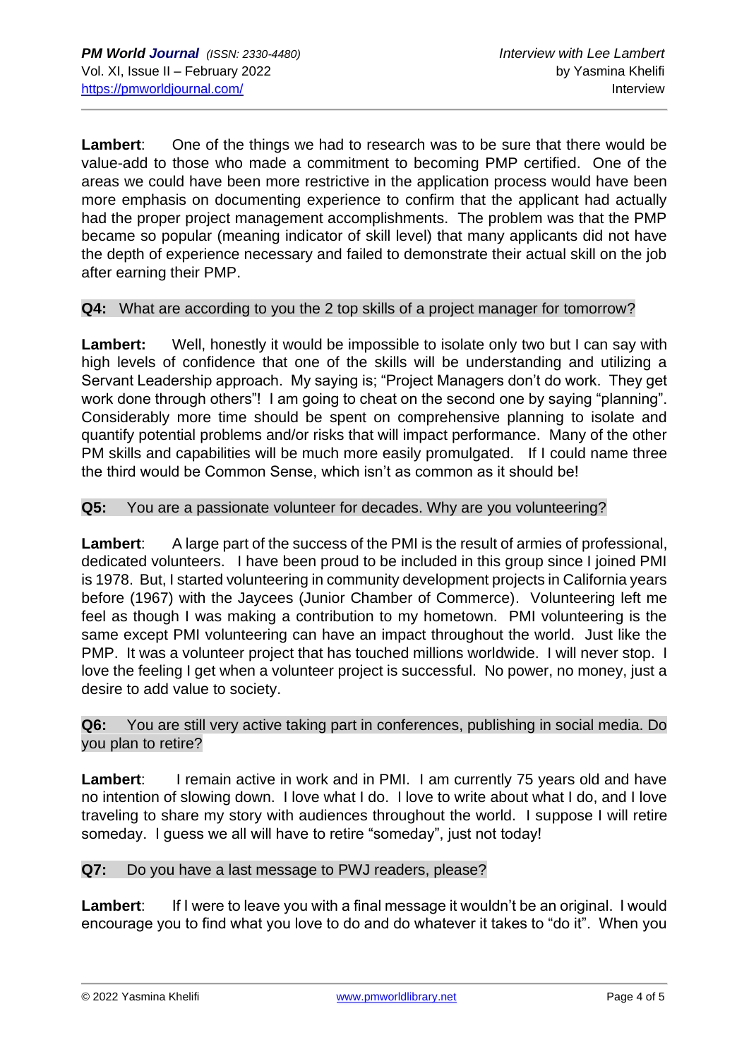**Lambert**: One of the things we had to research was to be sure that there would be value-add to those who made a commitment to becoming PMP certified. One of the areas we could have been more restrictive in the application process would have been more emphasis on documenting experience to confirm that the applicant had actually had the proper project management accomplishments. The problem was that the PMP became so popular (meaning indicator of skill level) that many applicants did not have the depth of experience necessary and failed to demonstrate their actual skill on the job after earning their PMP.

**Q4:** What are according to you the 2 top skills of a project manager for tomorrow?

**Lambert:** Well, honestly it would be impossible to isolate only two but I can say with high levels of confidence that one of the skills will be understanding and utilizing a Servant Leadership approach. My saying is; "Project Managers don't do work. They get work done through others"! I am going to cheat on the second one by saying "planning". Considerably more time should be spent on comprehensive planning to isolate and quantify potential problems and/or risks that will impact performance. Many of the other PM skills and capabilities will be much more easily promulgated. If I could name three the third would be Common Sense, which isn't as common as it should be!

**Q5:** You are a passionate volunteer for decades. Why are you volunteering?

**Lambert**: A large part of the success of the PMI is the result of armies of professional, dedicated volunteers. I have been proud to be included in this group since I joined PMI is 1978. But, I started volunteering in community development projects in California years before (1967) with the Jaycees (Junior Chamber of Commerce). Volunteering left me feel as though I was making a contribution to my hometown. PMI volunteering is the same except PMI volunteering can have an impact throughout the world. Just like the PMP. It was a volunteer project that has touched millions worldwide. I will never stop. I love the feeling I get when a volunteer project is successful. No power, no money, just a desire to add value to society.

**Q6:** You are still very active taking part in conferences, publishing in social media. Do you plan to retire?

**Lambert**: I remain active in work and in PMI. I am currently 75 years old and have no intention of slowing down. I love what I do. I love to write about what I do, and I love traveling to share my story with audiences throughout the world. I suppose I will retire someday. I guess we all will have to retire "someday", just not today!

**Q7:** Do you have a last message to PWJ readers, please?

**Lambert**: If I were to leave you with a final message it wouldn't be an original. I would encourage you to find what you love to do and do whatever it takes to "do it". When you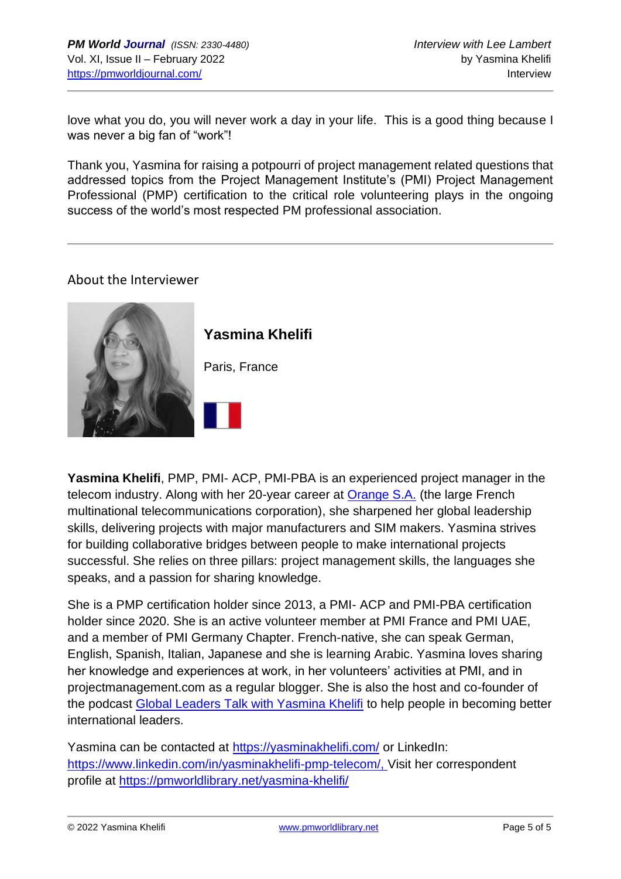love what you do, you will never work a day in your life. This is a good thing because I was never a big fan of "work"!

Thank you, Yasmina for raising a potpourri of project management related questions that addressed topics from the Project Management Institute's (PMI) Project Management Professional (PMP) certification to the critical role volunteering plays in the ongoing success of the world's most respected PM professional association.

## About the Interviewer

### Yasmina Khelifi

Paris, France

**Yasmina Khelifi**, PMP, PMI- ACP, PMI-PBA is an experienced project manager in the telecom industry. Along with her 20-year career at Orange S.A. (the large French multinational telecommunications corporation), she sharpened her global leadership skills, delivering projects with major manufacturers and SIM makers. Yasmina strives for building collaborative bridges between people to make international projects successful. She relies on three pillars: project management skills, the languages she speaks, and a passion for sharing knowledge.

She is a PMP certification holder since 2013, a PMI- ACP and PMI-PBA certification holder since 2020. She is an active volunteer member at PMI France and PMI UAE, and a member of PMI Germany Chapter. French-native, she can speak German, English, Spanish, Italian, Japanese and she is learning Arabic. Yasmina loves sharing her knowledge and experiences at work, in her volunteers' activities at PMI, and in projectmanagement.com as a regular blogger. She is also the host and co-founder of the podcast Global Leaders Talk with Yasmina Khelifi to help people in becoming better international leaders.

Yasmina can be contacted at https://yasminakhelifi.com/ or LinkedIn: https://www.linkedin.com/in/yasminakhelifi-pmp-telecom/, Visit her correspondent profile at https://pmworldlibrary.net/yasmina-khelifi/